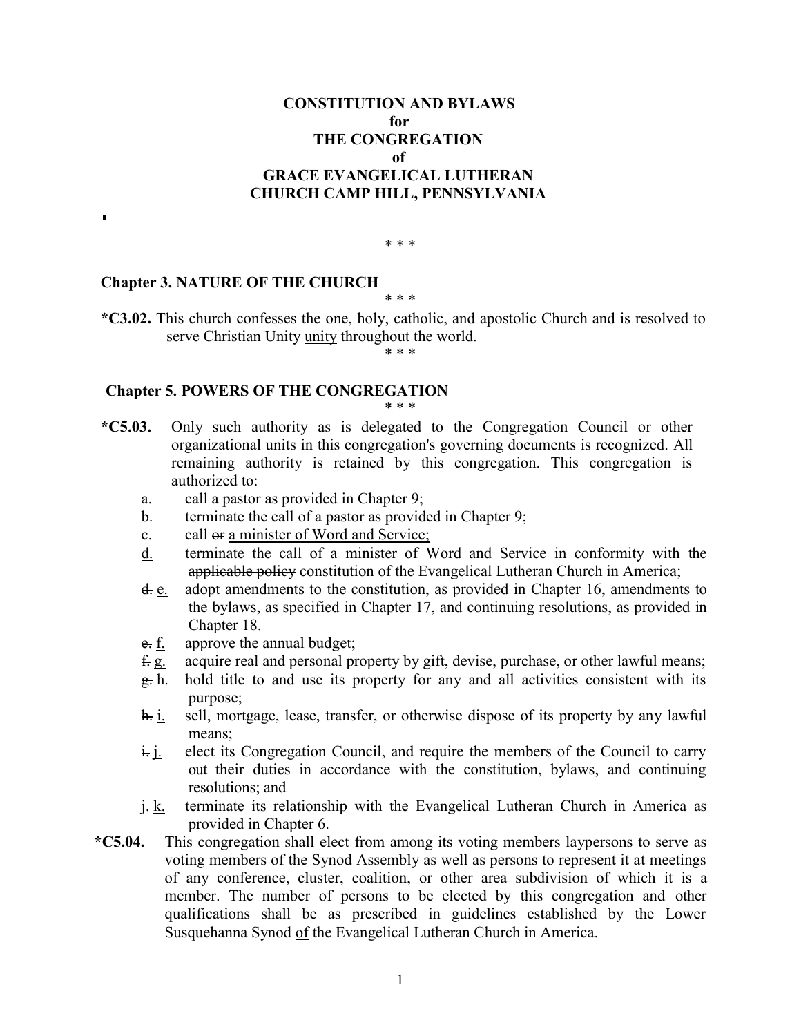# CONSTITUTION AND BYLAWS
# for
# THE CONGREGATION
# of
# GRACE EVANGELICAL LUTHERAN CHURCH CAMP HILL, PENNSYLVANIA

* * *

## Chapter 3. NATURE OF THE CHURCH

* * *

**\*C3.02.** This church confesses the one, holy, catholic, and apostolic Church and is resolved to serve Christian ~~Unity~~ <u>unity</u> throughout the world.

* * *

## Chapter 5. POWERS OF THE CONGREGATION

* * *

**\*C5.03.** Only such authority as is delegated to the Congregation Council or other organizational units in this congregation's governing documents is recognized. All remaining authority is retained by this congregation. This congregation is authorized to:

a. call a pastor as provided in Chapter 9;

b. terminate the call of a pastor as provided in Chapter 9;

c. call ~~or~~ <u>a minister of Word and Service;</u>

<u>d.</u> terminate the call of a minister of Word and Service in conformity with the ~~applicable policy~~ constitution of the Evangelical Lutheran Church in America;

~~d.~~ <u>e.</u> adopt amendments to the constitution, as provided in Chapter 16, amendments to the bylaws, as specified in Chapter 17, and continuing resolutions, as provided in Chapter 18.

~~e.~~ <u>f.</u> approve the annual budget;

~~f.~~ <u>g.</u> acquire real and personal property by gift, devise, purchase, or other lawful means;

~~g.~~ <u>h.</u> hold title to and use its property for any and all activities consistent with its purpose;

~~h.~~ <u>i.</u> sell, mortgage, lease, transfer, or otherwise dispose of its property by any lawful means;

~~i.~~ <u>j.</u> elect its Congregation Council, and require the members of the Council to carry out their duties in accordance with the constitution, bylaws, and continuing resolutions; and

~~j.~~ <u>k.</u> terminate its relationship with the Evangelical Lutheran Church in America as provided in Chapter 6.

**\*C5.04.** This congregation shall elect from among its voting members laypersons to serve as voting members of the Synod Assembly as well as persons to represent it at meetings of any conference, cluster, coalition, or other area subdivision of which it is a member. The number of persons to be elected by this congregation and other qualifications shall be as prescribed in guidelines established by the Lower Susquehanna Synod <u>of</u> the Evangelical Lutheran Church in America.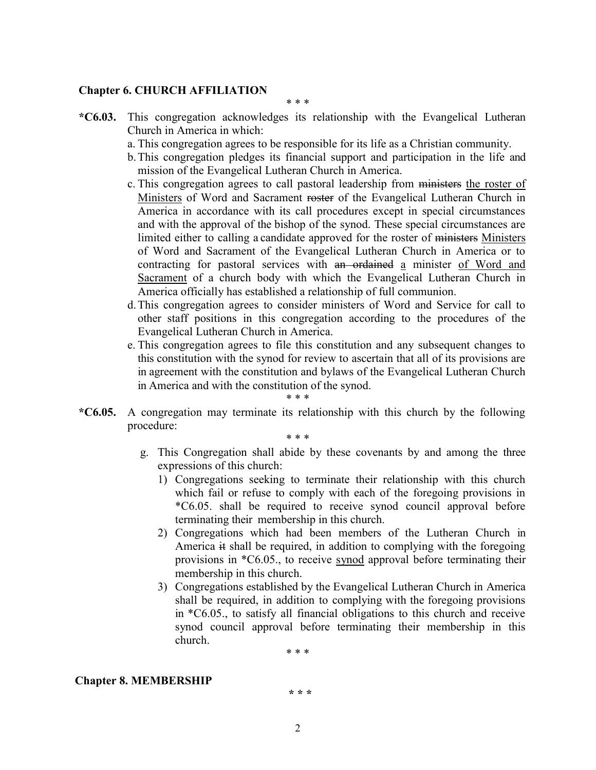**Chapter 6. CHURCH AFFILIATION**

\* \* \*

**\*C6.03.** This congregation acknowledges its relationship with the Evangelical Lutheran Church in America in which:

a. This congregation agrees to be responsible for its life as a Christian community.

b. This congregation pledges its financial support and participation in the life and mission of the Evangelical Lutheran Church in America.

c. This congregation agrees to call pastoral leadership from ~~ministers~~ <u>the roster of Ministers</u> of Word and Sacrament ~~roster~~ of the Evangelical Lutheran Church in America in accordance with its call procedures except in special circumstances and with the approval of the bishop of the synod. These special circumstances are limited either to calling a candidate approved for the roster of ~~ministers~~ <u>Ministers</u> of Word and Sacrament of the Evangelical Lutheran Church in America or to contracting for pastoral services with ~~an ordained~~ <u>a</u> minister <u>of Word and Sacrament</u> of a church body with which the Evangelical Lutheran Church in America officially has established a relationship of full communion.

d. This congregation agrees to consider ministers of Word and Service for call to other staff positions in this congregation according to the procedures of the Evangelical Lutheran Church in America.

e. This congregation agrees to file this constitution and any subsequent changes to this constitution with the synod for review to ascertain that all of its provisions are in agreement with the constitution and bylaws of the Evangelical Lutheran Church in America and with the constitution of the synod.

\* \* \*

**\*C6.05.** A congregation may terminate its relationship with this church by the following procedure:

\* \* \*

g. This Congregation shall abide by these covenants by and among the three expressions of this church:

1) Congregations seeking to terminate their relationship with this church which fail or refuse to comply with each of the foregoing provisions in \*C6.05. shall be required to receive synod council approval before terminating their membership in this church.

2) Congregations which had been members of the Lutheran Church in America ~~it~~ shall be required, in addition to complying with the foregoing provisions in \*C6.05., to receive <u>synod</u> approval before terminating their membership in this church.

3) Congregations established by the Evangelical Lutheran Church in America shall be required, in addition to complying with the foregoing provisions in \*C6.05., to satisfy all financial obligations to this church and receive synod council approval before terminating their membership in this church.

\* \* \*

**Chapter 8. MEMBERSHIP**

\* \* \*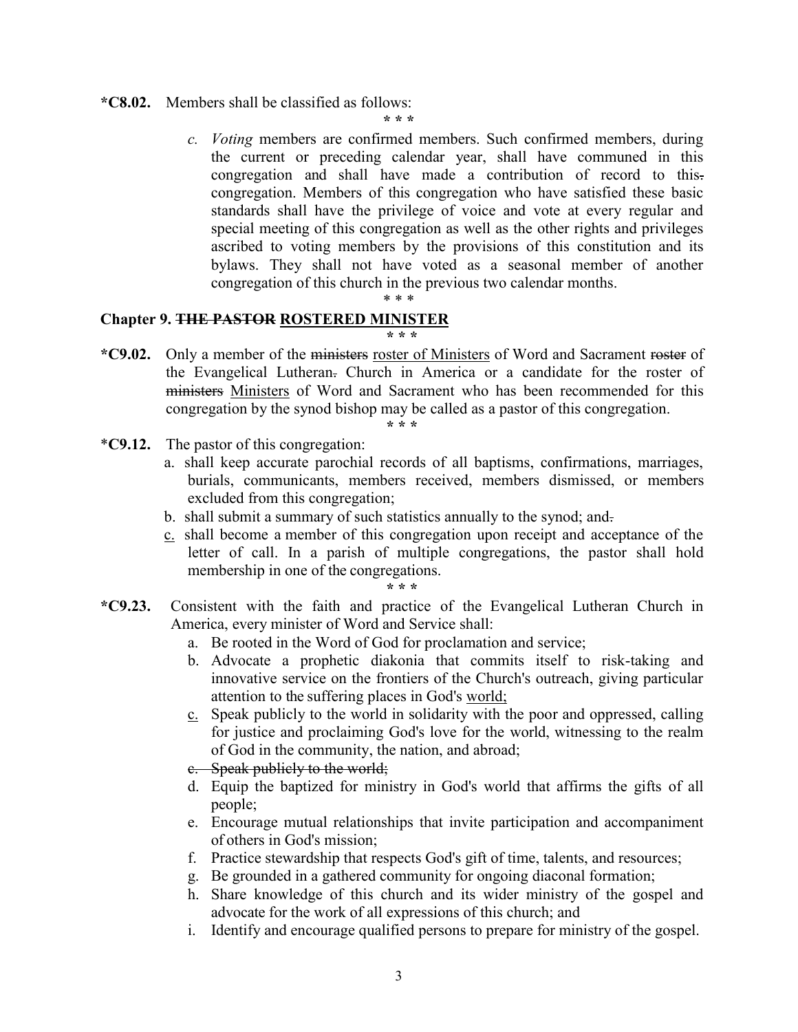**\*C8.02.** Members shall be classified as follows:

\* \* \*

c. *Voting* members are confirmed members. Such confirmed members, during the current or preceding calendar year, shall have communed in this congregation and shall have made a contribution of record to this~~.~~ congregation. Members of this congregation who have satisfied these basic standards shall have the privilege of voice and vote at every regular and special meeting of this congregation as well as the other rights and privileges ascribed to voting members by the provisions of this constitution and its bylaws. They shall not have voted as a seasonal member of another congregation of this church in the previous two calendar months.

\* \* \*

## Chapter 9. ~~THE PASTOR~~ <u>ROSTERED MINISTER</u>

\* \* \*

**\*C9.02.** Only a member of the ~~ministers~~ <u>roster of Ministers</u> of Word and Sacrament ~~roster~~ of the Evangelical Lutheran~~.~~ Church in America or a candidate for the roster of ~~ministers~~ <u>Ministers</u> of Word and Sacrament who has been recommended for this congregation by the synod bishop may be called as a pastor of this congregation.

\* \* \*

**\*C9.12.** The pastor of this congregation:

a. shall keep accurate parochial records of all baptisms, confirmations, marriages, burials, communicants, members received, members dismissed, or members excluded from this congregation;

b. shall submit a summary of such statistics annually to the synod; and~~.~~

<u>c.</u> shall become a member of this congregation upon receipt and acceptance of the letter of call. In a parish of multiple congregations, the pastor shall hold membership in one of the congregations.

\* \* \*

**\*C9.23.** Consistent with the faith and practice of the Evangelical Lutheran Church in America, every minister of Word and Service shall:

a. Be rooted in the Word of God for proclamation and service;

b. Advocate a prophetic diakonia that commits itself to risk-taking and innovative service on the frontiers of the Church's outreach, giving particular attention to the suffering places in God's <u>world;</u>

<u>c.</u> Speak publicly to the world in solidarity with the poor and oppressed, calling for justice and proclaiming God's love for the world, witnessing to the realm of God in the community, the nation, and abroad;

~~c. Speak publicly to the world;~~

d. Equip the baptized for ministry in God's world that affirms the gifts of all people;

e. Encourage mutual relationships that invite participation and accompaniment of others in God's mission;

f. Practice stewardship that respects God's gift of time, talents, and resources;

g. Be grounded in a gathered community for ongoing diaconal formation;

h. Share knowledge of this church and its wider ministry of the gospel and advocate for the work of all expressions of this church; and

i. Identify and encourage qualified persons to prepare for ministry of the gospel.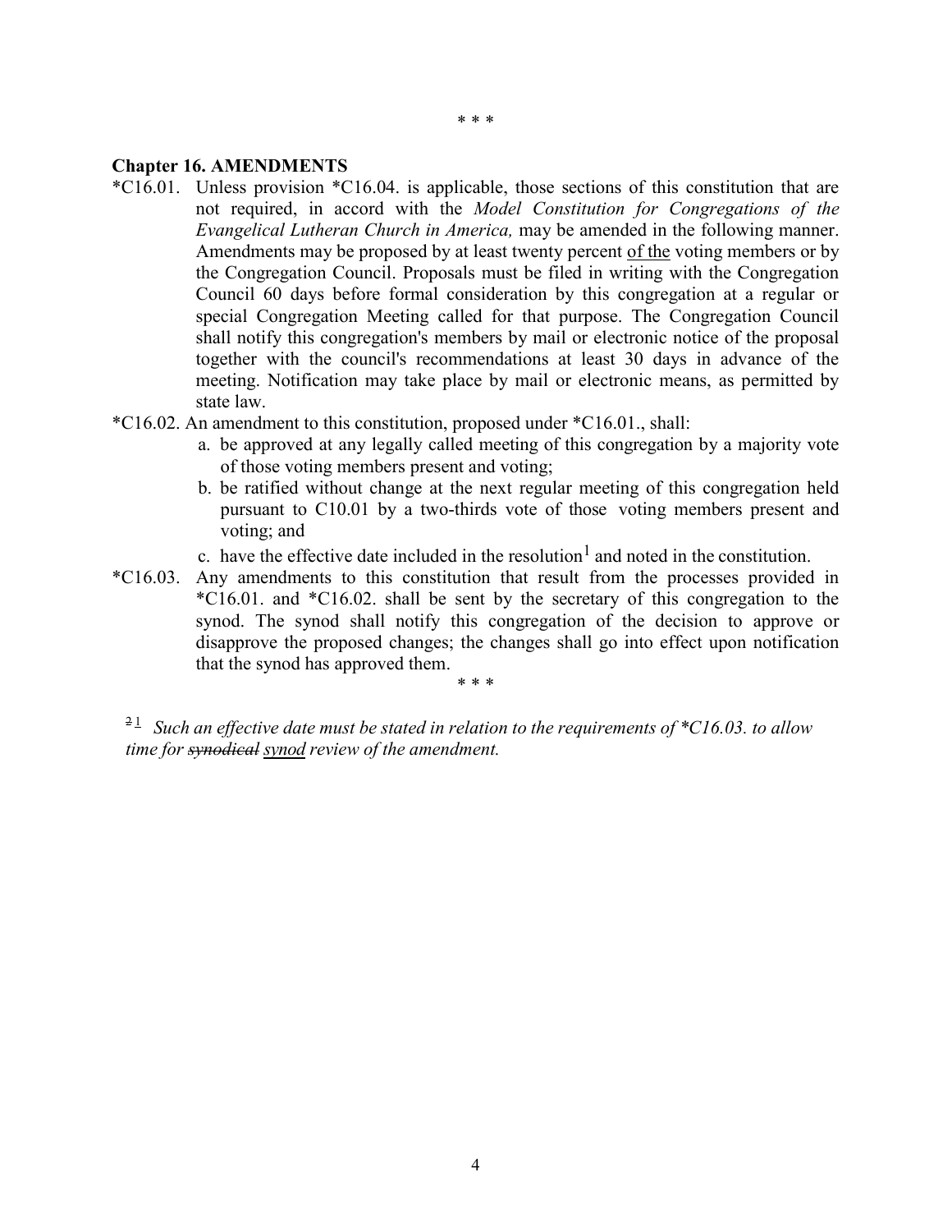\* \* \*

**Chapter 16. AMENDMENTS**

*C16.01. Unless provision *C16.04. is applicable, those sections of this constitution that are not required, in accord with the *Model Constitution for Congregations of the Evangelical Lutheran Church in America,* may be amended in the following manner. Amendments may be proposed by at least twenty percent of the voting members or by the Congregation Council. Proposals must be filed in writing with the Congregation Council 60 days before formal consideration by this congregation at a regular or special Congregation Meeting called for that purpose. The Congregation Council shall notify this congregation's members by mail or electronic notice of the proposal together with the council's recommendations at least 30 days in advance of the meeting. Notification may take place by mail or electronic means, as permitted by state law.

*C16.02. An amendment to this constitution, proposed under *C16.01., shall:

a. be approved at any legally called meeting of this congregation by a majority vote of those voting members present and voting;
b. be ratified without change at the next regular meeting of this congregation held pursuant to C10.01 by a two-thirds vote of those voting members present and voting; and
c. have the effective date included in the resolution[1] and noted in the constitution.

*C16.03. Any amendments to this constitution that result from the processes provided in *C16.01. and *C16.02. shall be sent by the secretary of this congregation to the synod. The synod shall notify this congregation of the decision to approve or disapprove the proposed changes; the changes shall go into effect upon notification that the synod has approved them.

\* \* \*

~~2~~ 1 *Such an effective date must be stated in relation to the requirements of *C16.03. to allow time for ~~synodical~~ synod review of the amendment.*